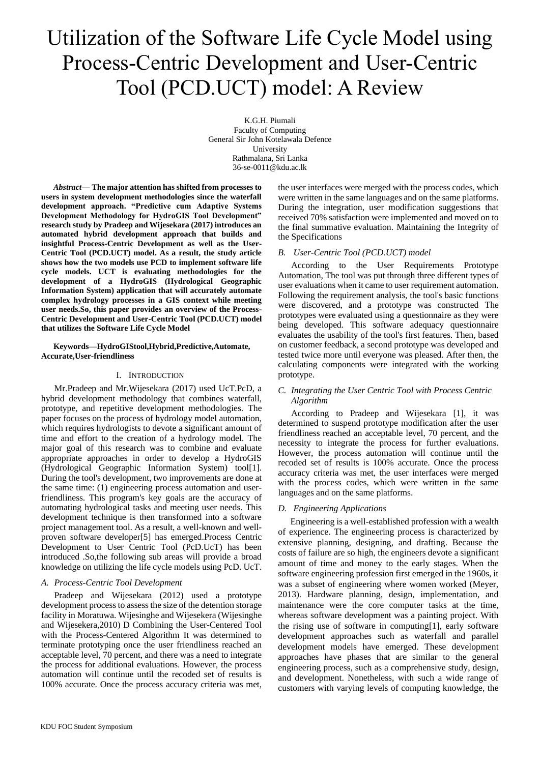# Utilization of the Software Life Cycle Model using Process-Centric Development and User-Centric Tool (PCD.UCT) model: A Review

K.G.H. Piumali
Faculty of Computing
General Sir John Kotelawala Defence University
Rathmalana, Sri Lanka
36-se-0011@kdu.ac.lk

***Abstract*— The major attention has shifted from processes to users in system development methodologies since the waterfall development approach. "Predictive cum Adaptive Systems Development Methodology for HydroGIS Tool Development" research study by Pradeep and Wijesekara (2017) introduces an automated hybrid development approach that builds and insightful Process-Centric Development as well as the User-Centric Tool (PCD.UCT) model. As a result, the study article shows how the two models use PCD to implement software life cycle models. UCT is evaluating methodologies for the development of a HydroGIS (Hydrological Geographic Information System) application that will accurately automate complex hydrology processes in a GIS context while meeting user needs.So, this paper provides an overview of the Process-Centric Development and User-Centric Tool (PCD.UCT) model that utilizes the Software Life Cycle Model**

**Keywords—HydroGIStool,Hybrid,Predictive,Automate, Accurate,User-friendliness**

## I. Introduction

Mr.Pradeep and Mr.Wijesekara (2017) used UcT.PcD, a hybrid development methodology that combines waterfall, prototype, and repetitive development methodologies. The paper focuses on the process of hydrology model automation, which requires hydrologists to devote a significant amount of time and effort to the creation of a hydrology model. The major goal of this research was to combine and evaluate appropriate approaches in order to develop a HydroGIS (Hydrological Geographic Information System) tool[1]. During the tool's development, two improvements are done at the same time: (1) engineering process automation and user-friendliness. This program's key goals are the accuracy of automating hydrological tasks and meeting user needs. This development technique is then transformed into a software project management tool. As a result, a well-known and well-proven software developer[5] has emerged.Process Centric Development to User Centric Tool (PcD.UcT) has been introduced .So,the following sub areas will provide a broad knowledge on utilizing the life cycle models using PcD. UcT.

### *A. Process-Centric Tool Development*

Pradeep and Wijesekara (2012) used a prototype development process to assess the size of the detention storage facility in Moratuwa. Wijesinghe and Wijesekera (Wijesinghe and Wijesekera,2010) D Combining the User-Centered Tool with the Process-Centered Algorithm It was determined to terminate prototyping once the user friendliness reached an acceptable level, 70 percent, and there was a need to integrate the process for additional evaluations. However, the process automation will continue until the recoded set of results is 100% accurate. Once the process accuracy criteria was met, the user interfaces were merged with the process codes, which were written in the same languages and on the same platforms. During the integration, user modification suggestions that received 70% satisfaction were implemented and moved on to the final summative evaluation. Maintaining the Integrity of the Specifications

### *B. User-Centric Tool (PCD.UCT) model*

According to the User Requirements Prototype Automation, The tool was put through three different types of user evaluations when it came to user requirement automation. Following the requirement analysis, the tool's basic functions were discovered, and a prototype was constructed The prototypes were evaluated using a questionnaire as they were being developed. This software adequacy questionnaire evaluates the usability of the tool's first features. Then, based on customer feedback, a second prototype was developed and tested twice more until everyone was pleased. After then, the calculating components were integrated with the working prototype.

### *C. Integrating the User Centric Tool with Process Centric Algorithm*

According to Pradeep and Wijesekara [1], it was determined to suspend prototype modification after the user friendliness reached an acceptable level, 70 percent, and the necessity to integrate the process for further evaluations. However, the process automation will continue until the recoded set of results is 100% accurate. Once the process accuracy criteria was met, the user interfaces were merged with the process codes, which were written in the same languages and on the same platforms.

### *D. Engineering Applications*

Engineering is a well-established profession with a wealth of experience. The engineering process is characterized by extensive planning, designing, and drafting. Because the costs of failure are so high, the engineers devote a significant amount of time and money to the early stages. When the software engineering profession first emerged in the 1960s, it was a subset of engineering where women worked (Meyer, 2013). Hardware planning, design, implementation, and maintenance were the core computer tasks at the time, whereas software development was a painting project. With the rising use of software in computing[1], early software development approaches such as waterfall and parallel development models have emerged. These development approaches have phases that are similar to the general engineering process, such as a comprehensive study, design, and development. Nonetheless, with such a wide range of customers with varying levels of computing knowledge, the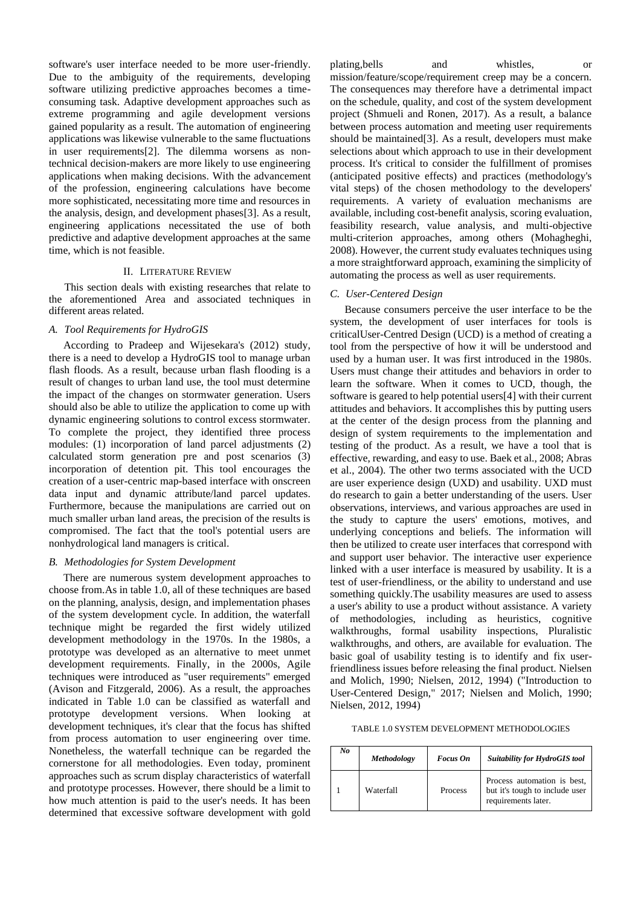software's user interface needed to be more user-friendly. Due to the ambiguity of the requirements, developing software utilizing predictive approaches becomes a time-consuming task. Adaptive development approaches such as extreme programming and agile development versions gained popularity as a result. The automation of engineering applications was likewise vulnerable to the same fluctuations in user requirements[2]. The dilemma worsens as non-technical decision-makers are more likely to use engineering applications when making decisions. With the advancement of the profession, engineering calculations have become more sophisticated, necessitating more time and resources in the analysis, design, and development phases[3]. As a result, engineering applications necessitated the use of both predictive and adaptive development approaches at the same time, which is not feasible.

## II. Literature Review

This section deals with existing researches that relate to the aforementioned Area and associated techniques in different areas related.

### A. Tool Requirements for HydroGIS

According to Pradeep and Wijesekara's (2012) study, there is a need to develop a HydroGIS tool to manage urban flash floods. As a result, because urban flash flooding is a result of changes to urban land use, the tool must determine the impact of the changes on stormwater generation. Users should also be able to utilize the application to come up with dynamic engineering solutions to control excess stormwater. To complete the project, they identified three process modules: (1) incorporation of land parcel adjustments (2) calculated storm generation pre and post scenarios (3) incorporation of detention pit. This tool encourages the creation of a user-centric map-based interface with onscreen data input and dynamic attribute/land parcel updates. Furthermore, because the manipulations are carried out on much smaller urban land areas, the precision of the results is compromised. The fact that the tool's potential users are nonhydrological land managers is critical.

### B. Methodologies for System Development

There are numerous system development approaches to choose from.As in table 1.0, all of these techniques are based on the planning, analysis, design, and implementation phases of the system development cycle. In addition, the waterfall technique might be regarded the first widely utilized development methodology in the 1970s. In the 1980s, a prototype was developed as an alternative to meet unmet development requirements. Finally, in the 2000s, Agile techniques were introduced as "user requirements" emerged (Avison and Fitzgerald, 2006). As a result, the approaches indicated in Table 1.0 can be classified as waterfall and prototype development versions. When looking at development techniques, it's clear that the focus has shifted from process automation to user engineering over time. Nonetheless, the waterfall technique can be regarded the cornerstone for all methodologies. Even today, prominent approaches such as scrum display characteristics of waterfall and prototype processes. However, there should be a limit to how much attention is paid to the user's needs. It has been determined that excessive software development with gold plating,bells and whistles, or mission/feature/scope/requirement creep may be a concern. The consequences may therefore have a detrimental impact on the schedule, quality, and cost of the system development project (Shmueli and Ronen, 2017). As a result, a balance between process automation and meeting user requirements should be maintained[3]. As a result, developers must make selections about which approach to use in their development process. It's critical to consider the fulfillment of promises (anticipated positive effects) and practices (methodology's vital steps) of the chosen methodology to the developers' requirements. A variety of evaluation mechanisms are available, including cost-benefit analysis, scoring evaluation, feasibility research, value analysis, and multi-objective multi-criterion approaches, among others (Mohagheghi, 2008). However, the current study evaluates techniques using a more straightforward approach, examining the simplicity of automating the process as well as user requirements.

### C. User-Centered Design

Because consumers perceive the user interface to be the system, the development of user interfaces for tools is criticalUser-Centred Design (UCD) is a method of creating a tool from the perspective of how it will be understood and used by a human user. It was first introduced in the 1980s. Users must change their attitudes and behaviors in order to learn the software. When it comes to UCD, though, the software is geared to help potential users[4] with their current attitudes and behaviors. It accomplishes this by putting users at the center of the design process from the planning and design of system requirements to the implementation and testing of the product. As a result, we have a tool that is effective, rewarding, and easy to use. Baek et al., 2008; Abras et al., 2004). The other two terms associated with the UCD are user experience design (UXD) and usability. UXD must do research to gain a better understanding of the users. User observations, interviews, and various approaches are used in the study to capture the users' emotions, motives, and underlying conceptions and beliefs. The information will then be utilized to create user interfaces that correspond with and support user behavior. The interactive user experience linked with a user interface is measured by usability. It is a test of user-friendliness, or the ability to understand and use something quickly.The usability measures are used to assess a user's ability to use a product without assistance. A variety of methodologies, including as heuristics, cognitive walkthroughs, formal usability inspections, Pluralistic walkthroughs, and others, are available for evaluation. The basic goal of usability testing is to identify and fix user-friendliness issues before releasing the final product. Nielsen and Molich, 1990; Nielsen, 2012, 1994) ("Introduction to User-Centered Design," 2017; Nielsen and Molich, 1990; Nielsen, 2012, 1994)

TABLE 1.0 SYSTEM DEVELOPMENT METHODOLOGIES

| *No* | *Methodology* | *Focus On* | *Suitability for HydroGIS tool* |
|---|---|---|---|
| 1 | Waterfall | Process | Process automation is best, but it's tough to include user requirements later. |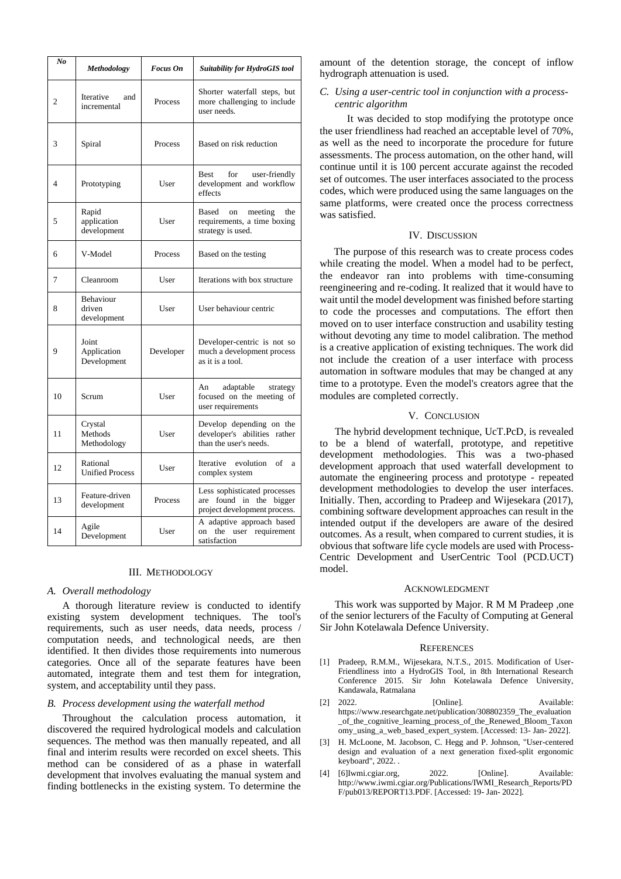| No | Methodology | Focus On | Suitability for HydroGIS tool |
| --- | --- | --- | --- |
| 2 | Iterative and incremental | Process | Shorter waterfall steps, but more challenging to include user needs. |
| 3 | Spiral | Process | Based on risk reduction |
| 4 | Prototyping | User | Best for user-friendly development and workflow effects |
| 5 | Rapid application development | User | Based on meeting the requirements, a time boxing strategy is used. |
| 6 | V-Model | Process | Based on the testing |
| 7 | Cleanroom | User | Iterations with box structure |
| 8 | Behaviour driven development | User | User behaviour centric |
| 9 | Joint Application Development | Developer | Developer-centric is not so much a development process as it is a tool. |
| 10 | Scrum | User | An adaptable strategy focused on the meeting of user requirements |
| 11 | Crystal Methods Methodology | User | Develop depending on the developer's abilities rather than the user's needs. |
| 12 | Rational Unified Process | User | Iterative evolution of a complex system |
| 13 | Feature-driven development | Process | Less sophisticated processes are found in the bigger project development process. |
| 14 | Agile Development | User | A adaptive approach based on the user requirement satisfaction |

## III. Methodology

### A. Overall methodology

A thorough literature review is conducted to identify existing system development techniques. The tool's requirements, such as user needs, data needs, process / computation needs, and technological needs, are then identified. It then divides those requirements into numerous categories. Once all of the separate features have been automated, integrate them and test them for integration, system, and acceptability until they pass.

### B. Process development using the waterfall method

Throughout the calculation process automation, it discovered the required hydrological models and calculation sequences. The method was then manually repeated, and all final and interim results were recorded on excel sheets. This method can be considered of as a phase in waterfall development that involves evaluating the manual system and finding bottlenecks in the existing system. To determine the amount of the detention storage, the concept of inflow hydrograph attenuation is used.

### C. Using a user-centric tool in conjunction with a process-centric algorithm

It was decided to stop modifying the prototype once the user friendliness had reached an acceptable level of 70%, as well as the need to incorporate the procedure for future assessments. The process automation, on the other hand, will continue until it is 100 percent accurate against the recoded set of outcomes. The user interfaces associated to the process codes, which were produced using the same languages on the same platforms, were created once the process correctness was satisfied.

## IV. Discussion

The purpose of this research was to create process codes while creating the model. When a model had to be perfect, the endeavor ran into problems with time-consuming reengineering and re-coding. It realized that it would have to wait until the model development was finished before starting to code the processes and computations. The effort then moved on to user interface construction and usability testing without devoting any time to model calibration. The method is a creative application of existing techniques. The work did not include the creation of a user interface with process automation in software modules that may be changed at any time to a prototype. Even the model's creators agree that the modules are completed correctly.

## V. Conclusion

The hybrid development technique, UcT.PcD, is revealed to be a blend of waterfall, prototype, and repetitive development methodologies. This was a two-phased development approach that used waterfall development to automate the engineering process and prototype - repeated development methodologies to develop the user interfaces. Initially. Then, according to Pradeep and Wijesekara (2017), combining software development approaches can result in the intended output if the developers are aware of the desired outcomes. As a result, when compared to current studies, it is obvious that software life cycle models are used with Process-Centric Development and UserCentric Tool (PCD.UCT) model.

## Acknowledgment

This work was supported by Major. R M M Pradeep ,one of the senior lecturers of the Faculty of Computing at General Sir John Kotelawala Defence University.

## References

[1] Pradeep, R.M.M., Wijesekara, N.T.S., 2015. Modification of User-Friendliness into a HydroGIS Tool, in 8th International Research Conference 2015. Sir John Kotelawala Defence University, Kandawala, Ratmalana

[2] 2022. [Online]. Available: https://www.researchgate.net/publication/308802359_The_evaluation_of_the_cognitive_learning_process_of_the_Renewed_Bloom_Taxonomy_using_a_web_based_expert_system. [Accessed: 13- Jan- 2022].

[3] H. McLoone, M. Jacobson, C. Hegg and P. Johnson, "User-centered design and evaluation of a next generation fixed-split ergonomic keyboard", 2022. .

[4] [6]Iwmi.cgiar.org, 2022. [Online]. Available: http://www.iwmi.cgiar.org/Publications/IWMI_Research_Reports/PDF/pub013/REPORT13.PDF. [Accessed: 19- Jan- 2022].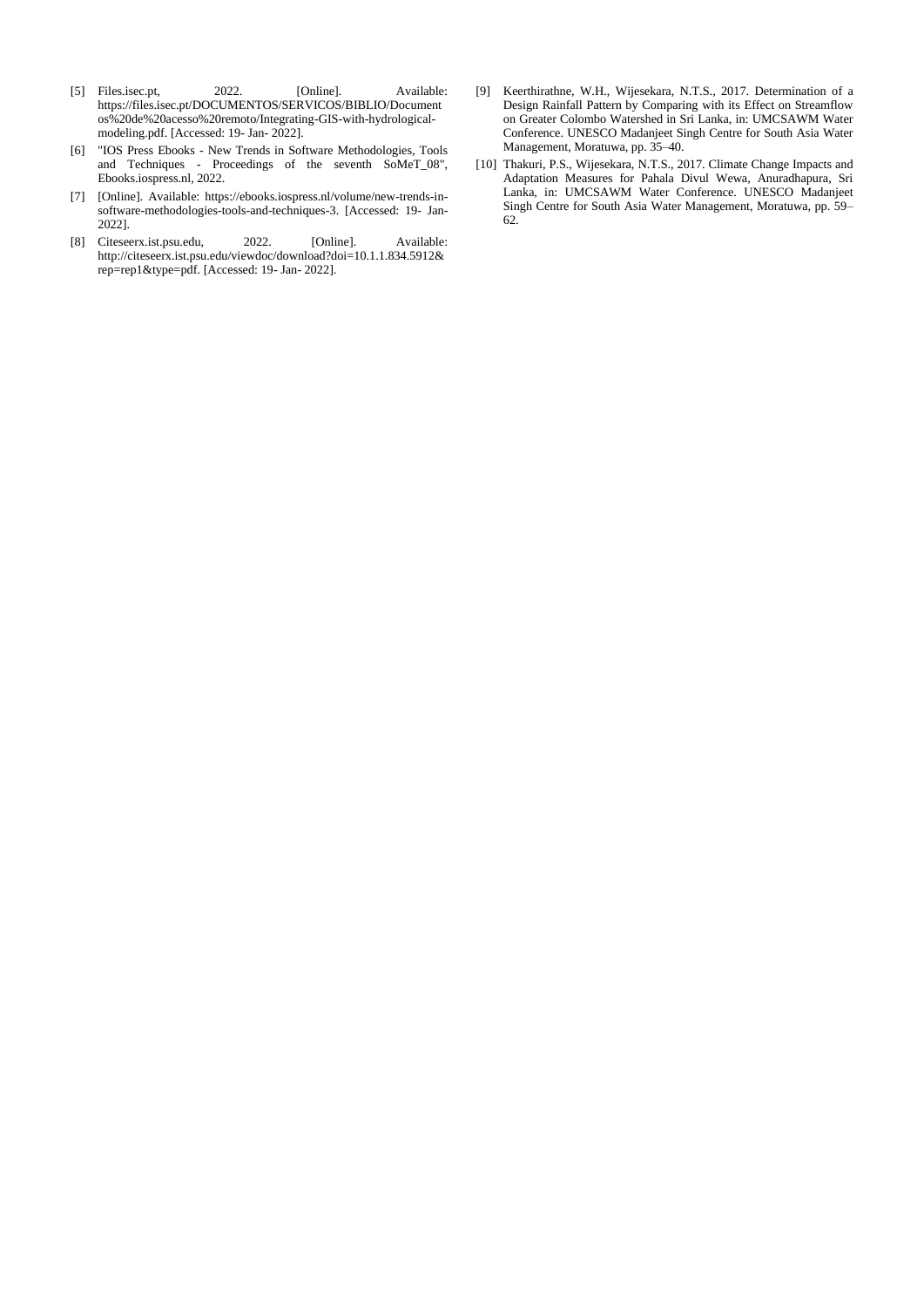[5] Files.isec.pt, 2022. [Online]. Available: https://files.isec.pt/DOCUMENTOS/SERVICOS/BIBLIO/Documentos%20de%20acesso%20remoto/Integrating-GIS-with-hydrological-modeling.pdf. [Accessed: 19- Jan- 2022].

[6] "IOS Press Ebooks - New Trends in Software Methodologies, Tools and Techniques - Proceedings of the seventh SoMeT_08", Ebooks.iospress.nl, 2022.

[7] [Online]. Available: https://ebooks.iospress.nl/volume/new-trends-in-software-methodologies-tools-and-techniques-3. [Accessed: 19- Jan- 2022].

[8] Citeseerx.ist.psu.edu, 2022. [Online]. Available: http://citeseerx.ist.psu.edu/viewdoc/download?doi=10.1.1.834.5912&rep=rep1&type=pdf. [Accessed: 19- Jan- 2022].

[9] Keerthirathne, W.H., Wijesekara, N.T.S., 2017. Determination of a Design Rainfall Pattern by Comparing with its Effect on Streamflow on Greater Colombo Watershed in Sri Lanka, in: UMCSAWM Water Conference. UNESCO Madanjeet Singh Centre for South Asia Water Management, Moratuwa, pp. 35–40.

[10] Thakuri, P.S., Wijesekara, N.T.S., 2017. Climate Change Impacts and Adaptation Measures for Pahala Divul Wewa, Anuradhapura, Sri Lanka, in: UMCSAWM Water Conference. UNESCO Madanjeet Singh Centre for South Asia Water Management, Moratuwa, pp. 59–62.